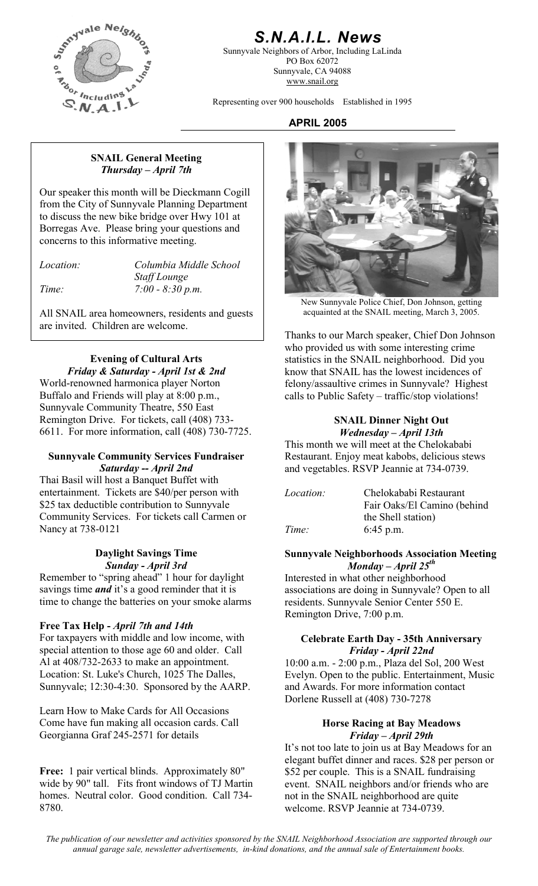# S.N.A.I.L. News

Sunnyvale Neighbors of Arbor, Including LaLinda
PO Box 62072
Sunnyvale, CA 94088
www.snail.org

Representing over 900 households Established in 1995

**APRIL 2005**

### SNAIL General Meeting
*Thursday – April 7th*

Our speaker this month will be Dieckmann Cogill from the City of Sunnyvale Planning Department to discuss the new bike bridge over Hwy 101 at Borregas Ave. Please bring your questions and concerns to this informative meeting.

*Location:* *Columbia Middle School Staff Lounge*
*Time:* *7:00 - 8:30 p.m.*

All SNAIL area homeowners, residents and guests are invited. Children are welcome.

### Evening of Cultural Arts
*Friday & Saturday - April 1st & 2nd*

World-renowned harmonica player Norton Buffalo and Friends will play at 8:00 p.m., Sunnyvale Community Theatre, 550 East Remington Drive. For tickets, call (408) 733-6611. For more information, call (408) 730-7725.

### Sunnyvale Community Services Fundraiser
*Saturday -- April 2nd*

Thai Basil will host a Banquet Buffet with entertainment. Tickets are $40/per person with $25 tax deductible contribution to Sunnyvale Community Services. For tickets call Carmen or Nancy at 738-0121

### Daylight Savings Time
*Sunday - April 3rd*

Remember to "spring ahead" 1 hour for daylight savings time ***and*** it's a good reminder that it is time to change the batteries on your smoke alarms

**Free Tax Help -** ***April 7th and 14th***

For taxpayers with middle and low income, with special attention to those age 60 and older. Call Al at 408/732-2633 to make an appointment. Location: St. Luke's Church, 1025 The Dalles, Sunnyvale; 12:30-4:30. Sponsored by the AARP.

Learn How to Make Cards for All Occasions
Come have fun making all occasion cards. Call Georgianna Graf 245-2571 for details

**Free:** 1 pair vertical blinds. Approximately 80" wide by 90" tall. Fits front windows of TJ Martin homes. Neutral color. Good condition. Call 734-8780.

New Sunnyvale Police Chief, Don Johnson, getting acquainted at the SNAIL meeting, March 3, 2005.

Thanks to our March speaker, Chief Don Johnson who provided us with some interesting crime statistics in the SNAIL neighborhood. Did you know that SNAIL has the lowest incidences of felony/assaultive crimes in Sunnyvale? Highest calls to Public Safety – traffic/stop violations!

### SNAIL Dinner Night Out
*Wednesday – April 13th*

This month we will meet at the Chelokababi Restaurant. Enjoy meat kabobs, delicious stews and vegetables. RSVP Jeannie at 734-0739.

*Location:* Chelokababi Restaurant Fair Oaks/El Camino (behind the Shell station)
*Time:* 6:45 p.m.

### Sunnyvale Neighborhoods Association Meeting
*Monday – April 25th*

Interested in what other neighborhood associations are doing in Sunnyvale? Open to all residents. Sunnyvale Senior Center 550 E. Remington Drive, 7:00 p.m.

### Celebrate Earth Day - 35th Anniversary
*Friday - April 22nd*

10:00 a.m. - 2:00 p.m., Plaza del Sol, 200 West Evelyn. Open to the public. Entertainment, Music and Awards. For more information contact Dorlene Russell at (408) 730-7278

### Horse Racing at Bay Meadows
*Friday – April 29th*

It's not too late to join us at Bay Meadows for an elegant buffet dinner and races. $28 per person or $52 per couple. This is a SNAIL fundraising event. SNAIL neighbors and/or friends who are not in the SNAIL neighborhood are quite welcome. RSVP Jeannie at 734-0739.

*The publication of our newsletter and activities sponsored by the SNAIL Neighborhood Association are supported through our annual garage sale, newsletter advertisements, in-kind donations, and the annual sale of Entertainment books.*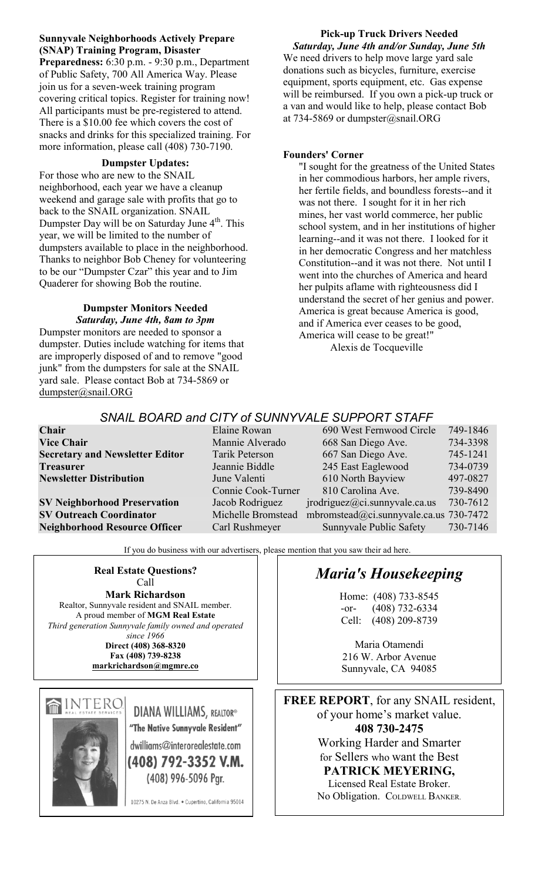**Sunnyvale Neighborhoods Actively Prepare (SNAP) Training Program, Disaster Preparedness:** 6:30 p.m. - 9:30 p.m., Department of Public Safety, 700 All America Way. Please join us for a seven-week training program covering critical topics. Register for training now! All participants must be pre-registered to attend. There is a $10.00 fee which covers the cost of snacks and drinks for this specialized training. For more information, please call (408) 730-7190.

### Dumpster Updates:

For those who are new to the SNAIL neighborhood, each year we have a cleanup weekend and garage sale with profits that go to back to the SNAIL organization. SNAIL Dumpster Day will be on Saturday June 4th. This year, we will be limited to the number of dumpsters available to place in the neighborhood. Thanks to neighbor Bob Cheney for volunteering to be our "Dumpster Czar" this year and to Jim Quaderer for showing Bob the routine.

### Dumpster Monitors Needed

***Saturday, June 4th, 8am to 3pm***

Dumpster monitors are needed to sponsor a dumpster. Duties include watching for items that are improperly disposed of and to remove "good junk" from the dumpsters for sale at the SNAIL yard sale. Please contact Bob at 734-5869 or dumpster@snail.ORG

### Pick-up Truck Drivers Needed

***Saturday, June 4th and/or Sunday, June 5th***

We need drivers to help move large yard sale donations such as bicycles, furniture, exercise equipment, sports equipment, etc. Gas expense will be reimbursed. If you own a pick-up truck or a van and would like to help, please contact Bob at 734-5869 or dumpster@snail.ORG

**Founders' Corner**

"I sought for the greatness of the United States in her commodious harbors, her ample rivers, her fertile fields, and boundless forests--and it was not there. I sought for it in her rich mines, her vast world commerce, her public school system, and in her institutions of higher learning--and it was not there. I looked for it in her democratic Congress and her matchless Constitution--and it was not there. Not until I went into the churches of America and heard her pulpits aflame with righteousness did I understand the secret of her genius and power. America is great because America is good, and if America ever ceases to be good, America will cease to be great!"

Alexis de Tocqueville

## *SNAIL BOARD and CITY of SUNNYVALE SUPPORT STAFF*

| | | | |
|---|---|---|---|
| **Chair** | Elaine Rowan | 690 West Fernwood Circle | 749-1846 |
| **Vice Chair** | Mannie Alverado | 668 San Diego Ave. | 734-3398 |
| **Secretary and Newsletter Editor** | Tarik Peterson | 667 San Diego Ave. | 745-1241 |
| **Treasurer** | Jeannie Biddle | 245 East Eaglewood | 734-0739 |
| **Newsletter Distribution** | June Valenti | 610 North Bayview | 497-0827 |
| | Connie Cook-Turner | 810 Carolina Ave. | 739-8490 |
| **SV Neighborhood Preservation** | Jacob Rodriguez | jrodriguez@ci.sunnyvale.ca.us | 730-7612 |
| **SV Outreach Coordinator** | Michelle Bromstead | mbromstead@ci.sunnyvale.ca.us | 730-7472 |
| **Neighborhood Resource Officer** | Carl Rushmeyer | Sunnyvale Public Safety | 730-7146 |

If you do business with our advertisers, please mention that you saw their ad here.

**Real Estate Questions?**
Call
**Mark Richardson**
Realtor, Sunnyvale resident and SNAIL member.
A proud member of **MGM Real Estate**
*Third generation Sunnyvale family owned and operated since 1966*
**Direct (408) 368-8320**
**Fax (408) 739-8238**
**markrichardson@mgmre.co**

## *Maria's Housekeeping*

Home: (408) 733-8545
-or- (408) 732-6334
Cell: (408) 209-8739

Maria Otamendi
216 W. Arbor Avenue
Sunnyvale, CA 94085

INTERO REAL ESTATE SERVICES

DIANA WILLIAMS, REALTOR®
"The Native Sunnyvale Resident"
dwilliams@interorealestate.com
**(408) 792-3352 V.M.**
(408) 996-5096 Pgr.

10275 N. De Anza Blvd. • Cupertino, California 95014

**FREE REPORT**, for any SNAIL resident, of your home's market value.
**408 730-2475**
Working Harder and Smarter
for Sellers who want the Best
**PATRICK MEYERING,**
Licensed Real Estate Broker.
No Obligation. COLDWELL BANKER.